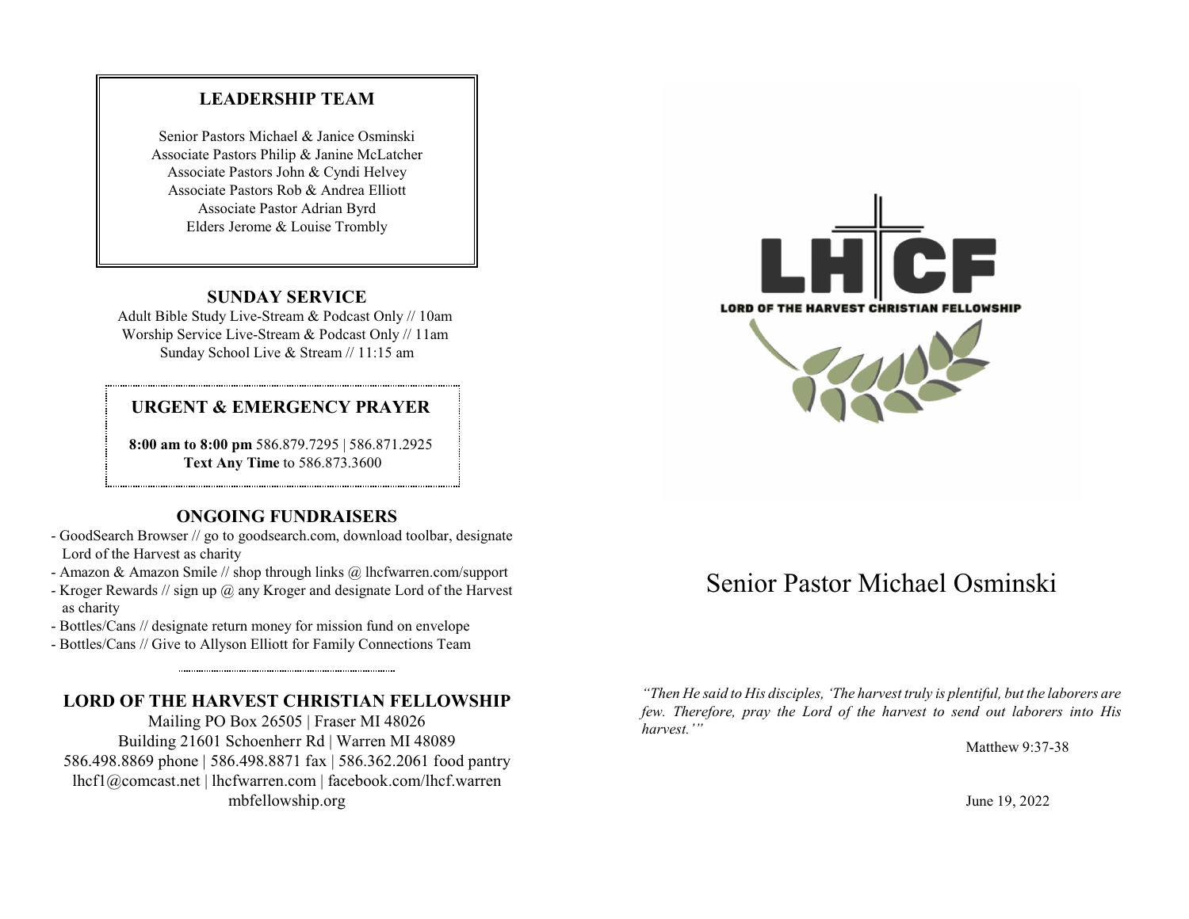## LEADERSHIP TEAM

Senior Pastors Michael & Janice Osminski
Associate Pastors Philip & Janine McLatcher
Associate Pastors John & Cyndi Helvey
Associate Pastors Rob & Andrea Elliott
Associate Pastor Adrian Byrd
Elders Jerome & Louise Trombly

## SUNDAY SERVICE

Adult Bible Study Live-Stream & Podcast Only // 10am
Worship Service Live-Stream & Podcast Only // 11am
Sunday School Live & Stream // 11:15 am

## URGENT & EMERGENCY PRAYER

**8:00 am to 8:00 pm** 586.879.7295 | 586.871.2925
**Text Any Time** to 586.873.3600

## ONGOING FUNDRAISERS

- GoodSearch Browser // go to goodsearch.com, download toolbar, designate Lord of the Harvest as charity
- Amazon & Amazon Smile // shop through links @ lhcfwarren.com/support
- Kroger Rewards // sign up @ any Kroger and designate Lord of the Harvest as charity
- Bottles/Cans // designate return money for mission fund on envelope
- Bottles/Cans // Give to Allyson Elliott for Family Connections Team

## LORD OF THE HARVEST CHRISTIAN FELLOWSHIP

Mailing PO Box 26505 | Fraser MI 48026
Building 21601 Schoenherr Rd | Warren MI 48089
586.498.8869 phone | 586.498.8871 fax | 586.362.2061 food pantry
lhcf1@comcast.net | lhcfwarren.com | facebook.com/lhcf.warren
mbfellowship.org

LHCF
LORD OF THE HARVEST CHRISTIAN FELLOWSHIP

# Senior Pastor Michael Osminski

*"Then He said to His disciples, 'The harvest truly is plentiful, but the laborers are few. Therefore, pray the Lord of the harvest to send out laborers into His harvest.'"*

Matthew 9:37-38

June 19, 2022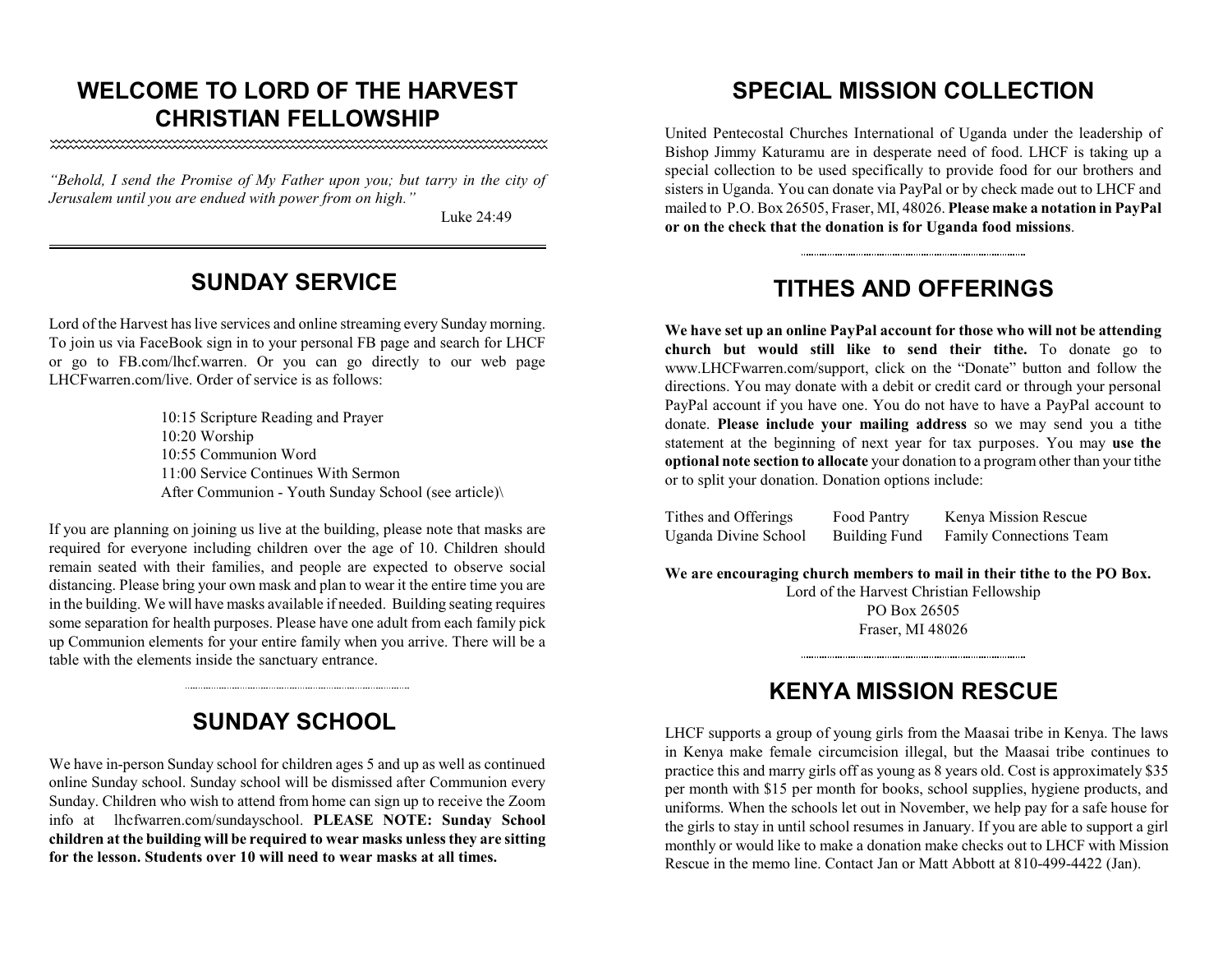# WELCOME TO LORD OF THE HARVEST CHRISTIAN FELLOWSHIP

*"Behold, I send the Promise of My Father upon you; but tarry in the city of Jerusalem until you are endued with power from on high."*

Luke 24:49

## SUNDAY SERVICE

Lord of the Harvest has live services and online streaming every Sunday morning. To join us via FaceBook sign in to your personal FB page and search for LHCF or go to FB.com/lhcf.warren. Or you can go directly to our web page LHCFwarren.com/live. Order of service is as follows:

10:15 Scripture Reading and Prayer
10:20 Worship
10:55 Communion Word
11:00 Service Continues With Sermon
After Communion - Youth Sunday School (see article)\

If you are planning on joining us live at the building, please note that masks are required for everyone including children over the age of 10. Children should remain seated with their families, and people are expected to observe social distancing. Please bring your own mask and plan to wear it the entire time you are in the building. We will have masks available if needed. Building seating requires some separation for health purposes. Please have one adult from each family pick up Communion elements for your entire family when you arrive. There will be a table with the elements inside the sanctuary entrance.

## SUNDAY SCHOOL

We have in-person Sunday school for children ages 5 and up as well as continued online Sunday school. Sunday school will be dismissed after Communion every Sunday. Children who wish to attend from home can sign up to receive the Zoom info at lhcfwarren.com/sundayschool. **PLEASE NOTE: Sunday School children at the building will be required to wear masks unless they are sitting for the lesson. Students over 10 will need to wear masks at all times.**

## SPECIAL MISSION COLLECTION

United Pentecostal Churches International of Uganda under the leadership of Bishop Jimmy Katuramu are in desperate need of food. LHCF is taking up a special collection to be used specifically to provide food for our brothers and sisters in Uganda. You can donate via PayPal or by check made out to LHCF and mailed to P.O. Box 26505, Fraser, MI, 48026. **Please make a notation in PayPal or on the check that the donation is for Uganda food missions**.

## TITHES AND OFFERINGS

**We have set up an online PayPal account for those who will not be attending church but would still like to send their tithe.** To donate go to www.LHCFwarren.com/support, click on the "Donate" button and follow the directions. You may donate with a debit or credit card or through your personal PayPal account if you have one. You do not have to have a PayPal account to donate. **Please include your mailing address** so we may send you a tithe statement at the beginning of next year for tax purposes. You may **use the optional note section to allocate** your donation to a program other than your tithe or to split your donation. Donation options include:

| | | |
|---|---|---|
| Tithes and Offerings | Food Pantry | Kenya Mission Rescue |
| Uganda Divine School | Building Fund | Family Connections Team |

**We are encouraging church members to mail in their tithe to the PO Box.**

Lord of the Harvest Christian Fellowship
PO Box 26505
Fraser, MI 48026

## KENYA MISSION RESCUE

LHCF supports a group of young girls from the Maasai tribe in Kenya. The laws in Kenya make female circumcision illegal, but the Maasai tribe continues to practice this and marry girls off as young as 8 years old. Cost is approximately $35 per month with $15 per month for books, school supplies, hygiene products, and uniforms. When the schools let out in November, we help pay for a safe house for the girls to stay in until school resumes in January. If you are able to support a girl monthly or would like to make a donation make checks out to LHCF with Mission Rescue in the memo line. Contact Jan or Matt Abbott at 810-499-4422 (Jan).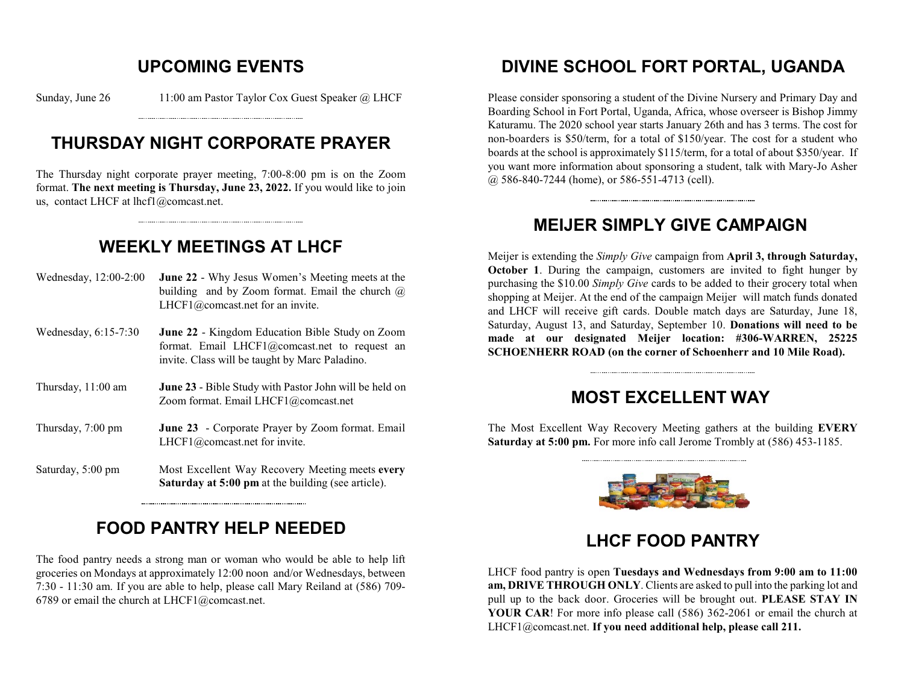## UPCOMING EVENTS

Sunday, June 26 — 11:00 am Pastor Taylor Cox Guest Speaker @ LHCF

## THURSDAY NIGHT CORPORATE PRAYER

The Thursday night corporate prayer meeting, 7:00-8:00 pm is on the Zoom format. **The next meeting is Thursday, June 23, 2022.** If you would like to join us, contact LHCF at lhcf1@comcast.net.

## WEEKLY MEETINGS AT LHCF

| | |
|---|---|
| Wednesday, 12:00-2:00 | **June 22** - Why Jesus Women's Meeting meets at the building and by Zoom format. Email the church @ LHCF1@comcast.net for an invite. |
| Wednesday, 6:15-7:30 | **June 22** - Kingdom Education Bible Study on Zoom format. Email LHCF1@comcast.net to request an invite. Class will be taught by Marc Paladino. |
| Thursday, 11:00 am | **June 23** - Bible Study with Pastor John will be held on Zoom format. Email LHCF1@comcast.net |
| Thursday, 7:00 pm | **June 23** - Corporate Prayer by Zoom format. Email LHCF1@comcast.net for invite. |
| Saturday, 5:00 pm | Most Excellent Way Recovery Meeting meets **every Saturday at 5:00 pm** at the building (see article). |

## FOOD PANTRY HELP NEEDED

The food pantry needs a strong man or woman who would be able to help lift groceries on Mondays at approximately 12:00 noon and/or Wednesdays, between 7:30 - 11:30 am. If you are able to help, please call Mary Reiland at (586) 709-6789 or email the church at LHCF1@comcast.net.

## DIVINE SCHOOL FORT PORTAL, UGANDA

Please consider sponsoring a student of the Divine Nursery and Primary Day and Boarding School in Fort Portal, Uganda, Africa, whose overseer is Bishop Jimmy Katuramu. The 2020 school year starts January 26th and has 3 terms. The cost for non-boarders is $50/term, for a total of $150/year. The cost for a student who boards at the school is approximately $115/term, for a total of about $350/year. If you want more information about sponsoring a student, talk with Mary-Jo Asher @ 586-840-7244 (home), or 586-551-4713 (cell).

## MEIJER SIMPLY GIVE CAMPAIGN

Meijer is extending the *Simply Give* campaign from **April 3, through Saturday, October 1**. During the campaign, customers are invited to fight hunger by purchasing the $10.00 *Simply Give* cards to be added to their grocery total when shopping at Meijer. At the end of the campaign Meijer will match funds donated and LHCF will receive gift cards. Double match days are Saturday, June 18, Saturday, August 13, and Saturday, September 10. **Donations will need to be made at our designated Meijer location: #306-WARREN, 25225 SCHOENHERR ROAD (on the corner of Schoenherr and 10 Mile Road).**

## MOST EXCELLENT WAY

The Most Excellent Way Recovery Meeting gathers at the building **EVERY Saturday at 5:00 pm.** For more info call Jerome Trombly at (586) 453-1185.

## LHCF FOOD PANTRY

LHCF food pantry is open **Tuesdays and Wednesdays from 9:00 am to 11:00 am, DRIVE THROUGH ONLY**. Clients are asked to pull into the parking lot and pull up to the back door. Groceries will be brought out. **PLEASE STAY IN YOUR CAR**! For more info please call (586) 362-2061 or email the church at LHCF1@comcast.net. **If you need additional help, please call 211.**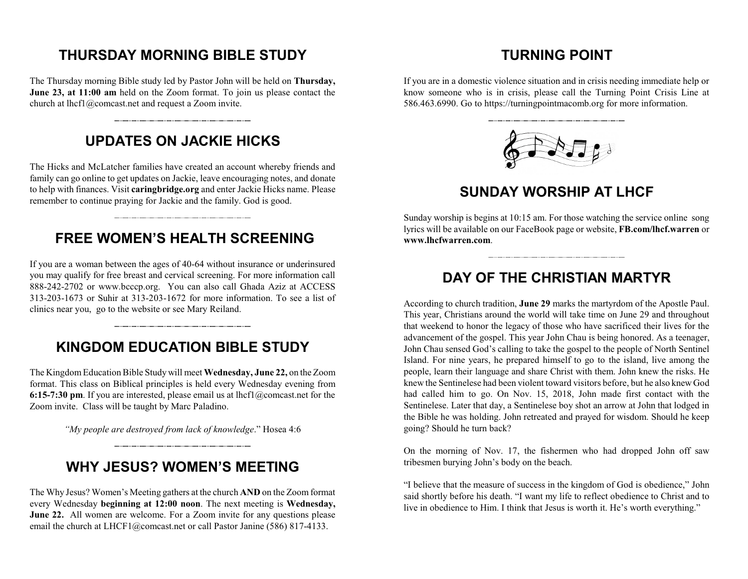## THURSDAY MORNING BIBLE STUDY

The Thursday morning Bible study led by Pastor John will be held on **Thursday, June 23, at 11:00 am** held on the Zoom format. To join us please contact the church at lhcf1@comcast.net and request a Zoom invite.

## UPDATES ON JACKIE HICKS

The Hicks and McLatcher families have created an account whereby friends and family can go online to get updates on Jackie, leave encouraging notes, and donate to help with finances. Visit **caringbridge.org** and enter Jackie Hicks name. Please remember to continue praying for Jackie and the family. God is good.

## FREE WOMEN'S HEALTH SCREENING

If you are a woman between the ages of 40-64 without insurance or underinsured you may qualify for free breast and cervical screening. For more information call 888-242-2702 or www.bcccp.org. You can also call Ghada Aziz at ACCESS 313-203-1673 or Suhir at 313-203-1672 for more information. To see a list of clinics near you, go to the website or see Mary Reiland.

## KINGDOM EDUCATION BIBLE STUDY

The Kingdom Education Bible Study will meet **Wednesday, June 22,** on the Zoom format. This class on Biblical principles is held every Wednesday evening from **6:15-7:30 pm**. If you are interested, please email us at lhcf1@comcast.net for the Zoom invite. Class will be taught by Marc Paladino.

*"My people are destroyed from lack of knowledge*." Hosea 4:6

## WHY JESUS? WOMEN'S MEETING

The Why Jesus? Women's Meeting gathers at the church **AND** on the Zoom format every Wednesday **beginning at 12:00 noon**. The next meeting is **Wednesday, June 22.** All women are welcome. For a Zoom invite for any questions please email the church at LHCF1@comcast.net or call Pastor Janine (586) 817-4133.

## TURNING POINT

If you are in a domestic violence situation and in crisis needing immediate help or know someone who is in crisis, please call the Turning Point Crisis Line at 586.463.6990. Go to https://turningpointmacomb.org for more information.

## SUNDAY WORSHIP AT LHCF

Sunday worship is begins at 10:15 am. For those watching the service online song lyrics will be available on our FaceBook page or website, **FB.com/lhcf.warren** or **www.lhcfwarren.com**.

## DAY OF THE CHRISTIAN MARTYR

According to church tradition, **June 29** marks the martyrdom of the Apostle Paul. This year, Christians around the world will take time on June 29 and throughout that weekend to honor the legacy of those who have sacrificed their lives for the advancement of the gospel. This year John Chau is being honored. As a teenager, John Chau sensed God's calling to take the gospel to the people of North Sentinel Island. For nine years, he prepared himself to go to the island, live among the people, learn their language and share Christ with them. John knew the risks. He knew the Sentinelese had been violent toward visitors before, but he also knew God had called him to go. On Nov. 15, 2018, John made first contact with the Sentinelese. Later that day, a Sentinelese boy shot an arrow at John that lodged in the Bible he was holding. John retreated and prayed for wisdom. Should he keep going? Should he turn back?

On the morning of Nov. 17, the fishermen who had dropped John off saw tribesmen burying John's body on the beach.

"I believe that the measure of success in the kingdom of God is obedience," John said shortly before his death. "I want my life to reflect obedience to Christ and to live in obedience to Him. I think that Jesus is worth it. He's worth everything."